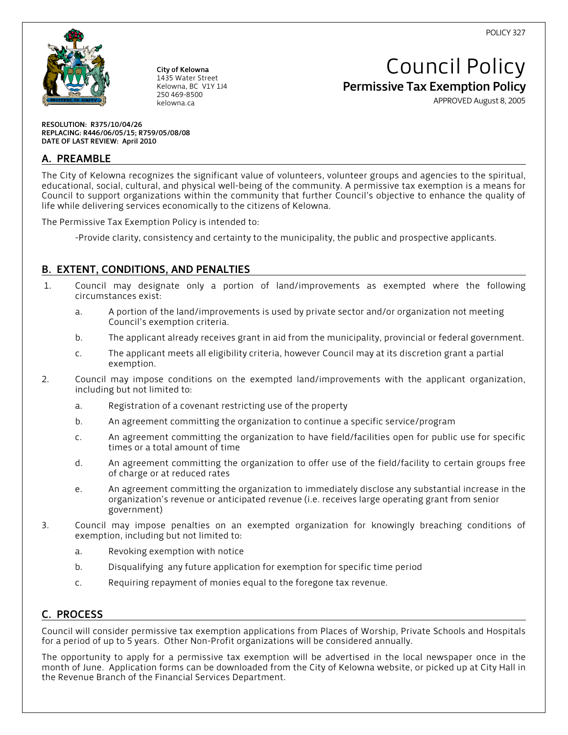POLICY 327

**City of Kelowna**
1435 Water Street
Kelowna, BC V1Y 1J4
250 469-8500
kelowna.ca

# Council Policy

## Permissive Tax Exemption Policy

APPROVED August 8, 2005

**RESOLUTION: R375/10/04/26**
**REPLACING: R446/06/05/15; R759/05/08/08**
**DATE OF LAST REVIEW: April 2010**

## A. PREAMBLE

The City of Kelowna recognizes the significant value of volunteers, volunteer groups and agencies to the spiritual, educational, social, cultural, and physical well-being of the community. A permissive tax exemption is a means for Council to support organizations within the community that further Council's objective to enhance the quality of life while delivering services economically to the citizens of Kelowna.

The Permissive Tax Exemption Policy is intended to:

-Provide clarity, consistency and certainty to the municipality, the public and prospective applicants.

## B. EXTENT, CONDITIONS, AND PENALTIES

1. Council may designate only a portion of land/improvements as exempted where the following circumstances exist:
   a. A portion of the land/improvements is used by private sector and/or organization not meeting Council's exemption criteria.
   b. The applicant already receives grant in aid from the municipality, provincial or federal government.
   c. The applicant meets all eligibility criteria, however Council may at its discretion grant a partial exemption.
2. Council may impose conditions on the exempted land/improvements with the applicant organization, including but not limited to:
   a. Registration of a covenant restricting use of the property
   b. An agreement committing the organization to continue a specific service/program
   c. An agreement committing the organization to have field/facilities open for public use for specific times or a total amount of time
   d. An agreement committing the organization to offer use of the field/facility to certain groups free of charge or at reduced rates
   e. An agreement committing the organization to immediately disclose any substantial increase in the organization's revenue or anticipated revenue (i.e. receives large operating grant from senior government)
3. Council may impose penalties on an exempted organization for knowingly breaching conditions of exemption, including but not limited to:
   a. Revoking exemption with notice
   b. Disqualifying any future application for exemption for specific time period
   c. Requiring repayment of monies equal to the foregone tax revenue.

## C. PROCESS

Council will consider permissive tax exemption applications from Places of Worship, Private Schools and Hospitals for a period of up to 5 years. Other Non-Profit organizations will be considered annually.

The opportunity to apply for a permissive tax exemption will be advertised in the local newspaper once in the month of June. Application forms can be downloaded from the City of Kelowna website, or picked up at City Hall in the Revenue Branch of the Financial Services Department.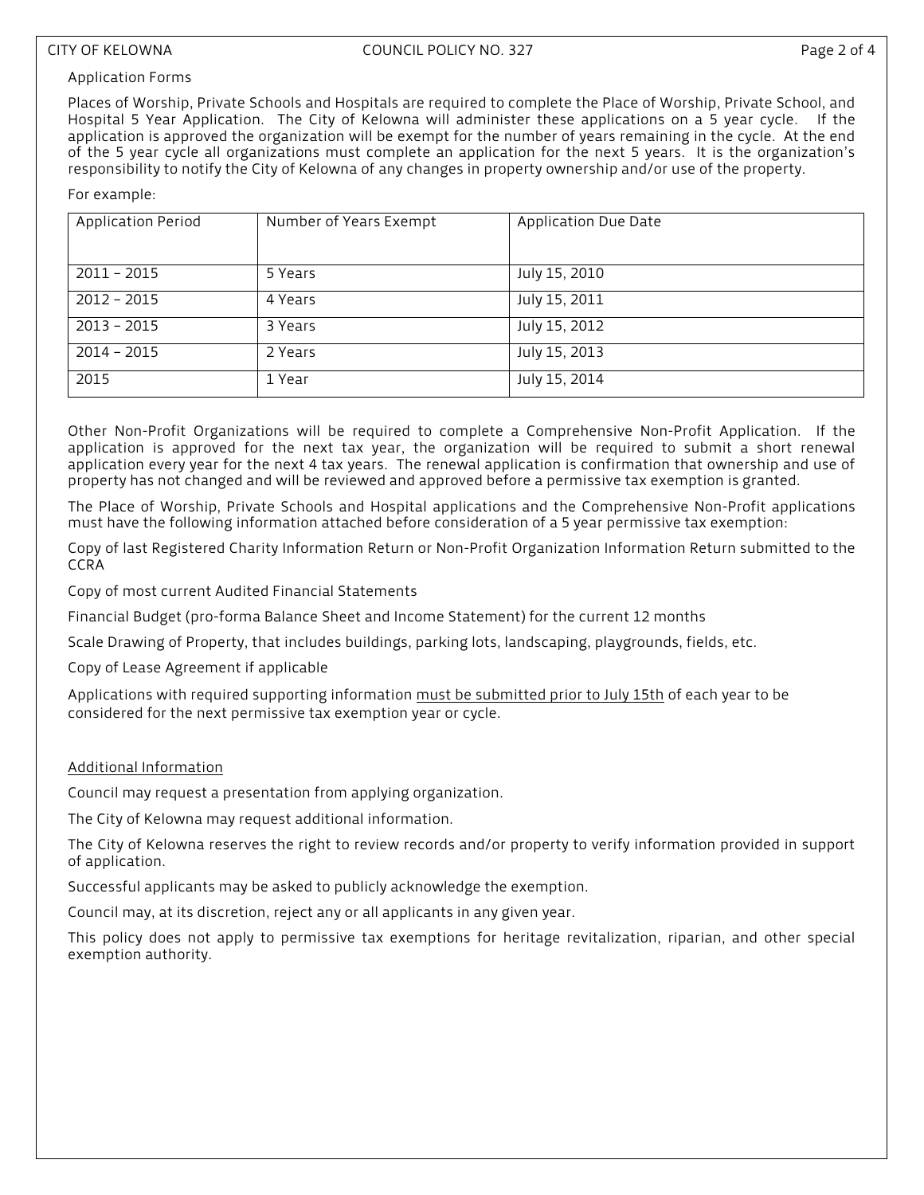Application Forms

Places of Worship, Private Schools and Hospitals are required to complete the Place of Worship, Private School, and Hospital 5 Year Application. The City of Kelowna will administer these applications on a 5 year cycle. If the application is approved the organization will be exempt for the number of years remaining in the cycle. At the end of the 5 year cycle all organizations must complete an application for the next 5 years. It is the organization's responsibility to notify the City of Kelowna of any changes in property ownership and/or use of the property.

For example:

| Application Period | Number of Years Exempt | Application Due Date |
|---|---|---|
| 2011 – 2015 | 5 Years | July 15, 2010 |
| 2012 – 2015 | 4 Years | July 15, 2011 |
| 2013 – 2015 | 3 Years | July 15, 2012 |
| 2014 – 2015 | 2 Years | July 15, 2013 |
| 2015 | 1 Year | July 15, 2014 |

Other Non-Profit Organizations will be required to complete a Comprehensive Non-Profit Application. If the application is approved for the next tax year, the organization will be required to submit a short renewal application every year for the next 4 tax years. The renewal application is confirmation that ownership and use of property has not changed and will be reviewed and approved before a permissive tax exemption is granted.

The Place of Worship, Private Schools and Hospital applications and the Comprehensive Non-Profit applications must have the following information attached before consideration of a 5 year permissive tax exemption:

Copy of last Registered Charity Information Return or Non-Profit Organization Information Return submitted to the CCRA

Copy of most current Audited Financial Statements

Financial Budget (pro-forma Balance Sheet and Income Statement) for the current 12 months

Scale Drawing of Property, that includes buildings, parking lots, landscaping, playgrounds, fields, etc.

Copy of Lease Agreement if applicable

Applications with required supporting information <u>must be submitted prior to July 15th</u> of each year to be considered for the next permissive tax exemption year or cycle.

## <u>Additional Information</u>

Council may request a presentation from applying organization.

The City of Kelowna may request additional information.

The City of Kelowna reserves the right to review records and/or property to verify information provided in support of application.

Successful applicants may be asked to publicly acknowledge the exemption.

Council may, at its discretion, reject any or all applicants in any given year.

This policy does not apply to permissive tax exemptions for heritage revitalization, riparian, and other special exemption authority.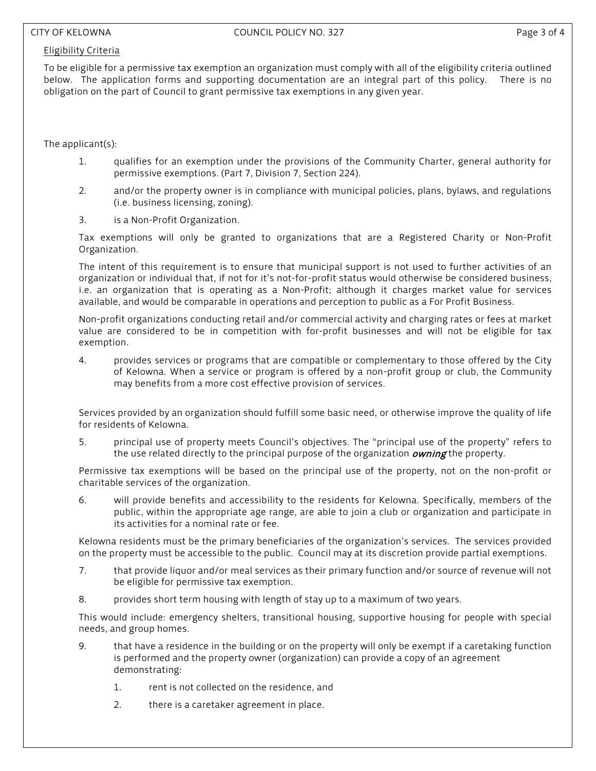<u>Eligibility Criteria</u>

To be eligible for a permissive tax exemption an organization must comply with all of the eligibility criteria outlined below. The application forms and supporting documentation are an integral part of this policy. There is no obligation on the part of Council to grant permissive tax exemptions in any given year.

The applicant(s):

1. qualifies for an exemption under the provisions of the Community Charter, general authority for permissive exemptions. (Part 7, Division 7, Section 224).

2. and/or the property owner is in compliance with municipal policies, plans, bylaws, and regulations (i.e. business licensing, zoning).

3. is a Non-Profit Organization.

   Tax exemptions will only be granted to organizations that are a Registered Charity or Non-Profit Organization.

   The intent of this requirement is to ensure that municipal support is not used to further activities of an organization or individual that, if not for it's not-for-profit status would otherwise be considered business, i.e. an organization that is operating as a Non-Profit; although it charges market value for services available, and would be comparable in operations and perception to public as a For Profit Business.

   Non-profit organizations conducting retail and/or commercial activity and charging rates or fees at market value are considered to be in competition with for-profit businesses and will not be eligible for tax exemption.

4. provides services or programs that are compatible or complementary to those offered by the City of Kelowna. When a service or program is offered by a non-profit group or club, the Community may benefits from a more cost effective provision of services.

   Services provided by an organization should fulfill some basic need, or otherwise improve the quality of life for residents of Kelowna.

5. principal use of property meets Council's objectives. The "principal use of the property" refers to the use related directly to the principal purpose of the organization ***owning*** the property.

   Permissive tax exemptions will be based on the principal use of the property, not on the non-profit or charitable services of the organization.

6. will provide benefits and accessibility to the residents for Kelowna. Specifically, members of the public, within the appropriate age range, are able to join a club or organization and participate in its activities for a nominal rate or fee.

   Kelowna residents must be the primary beneficiaries of the organization's services. The services provided on the property must be accessible to the public. Council may at its discretion provide partial exemptions.

7. that provide liquor and/or meal services as their primary function and/or source of revenue will not be eligible for permissive tax exemption.

8. provides short term housing with length of stay up to a maximum of two years.

   This would include: emergency shelters, transitional housing, supportive housing for people with special needs, and group homes.

9. that have a residence in the building or on the property will only be exempt if a caretaking function is performed and the property owner (organization) can provide a copy of an agreement demonstrating:

   1. rent is not collected on the residence, and
   2. there is a caretaker agreement in place.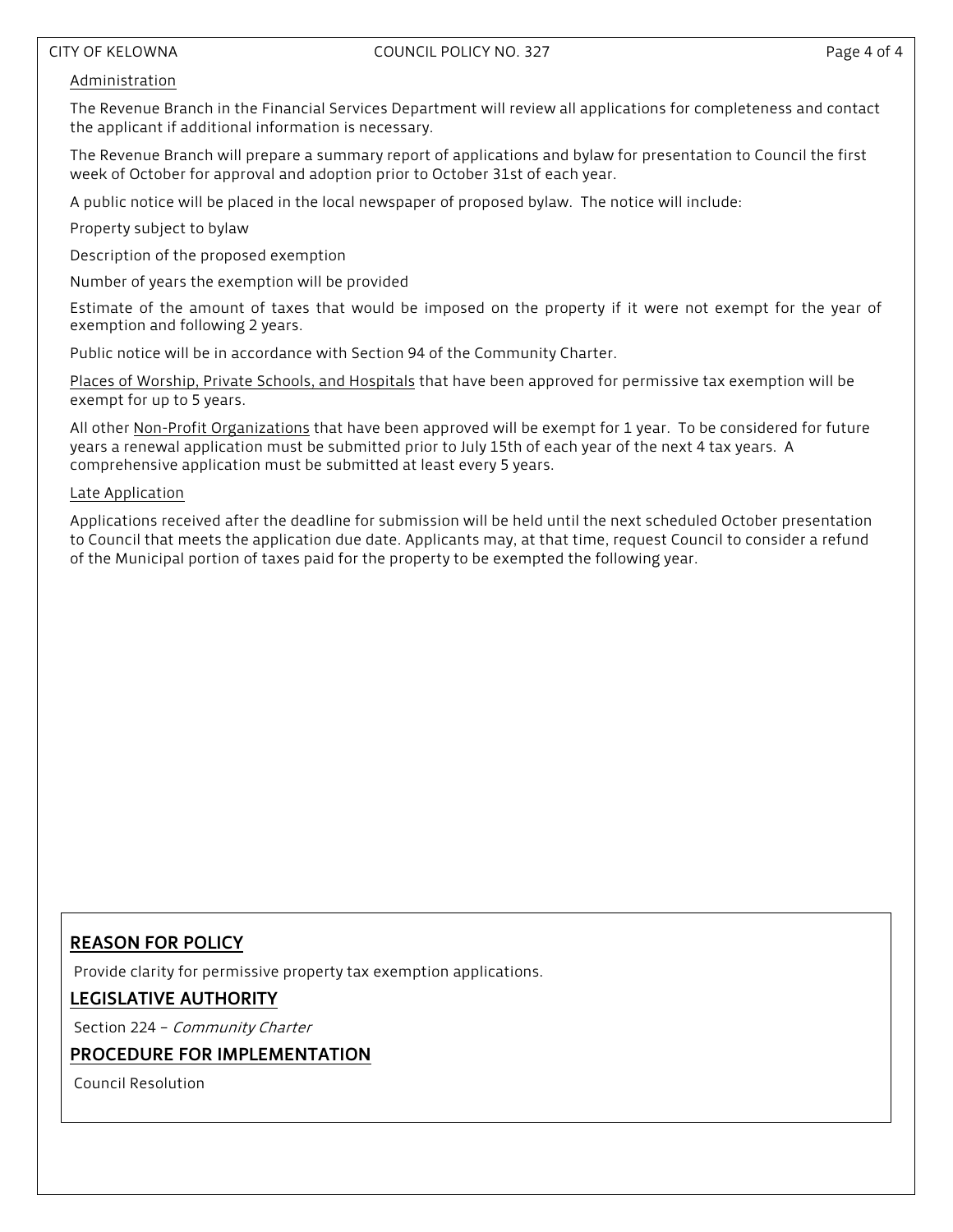Administration

The Revenue Branch in the Financial Services Department will review all applications for completeness and contact the applicant if additional information is necessary.

The Revenue Branch will prepare a summary report of applications and bylaw for presentation to Council the first week of October for approval and adoption prior to October 31st of each year.

A public notice will be placed in the local newspaper of proposed bylaw. The notice will include:

Property subject to bylaw

Description of the proposed exemption

Number of years the exemption will be provided

Estimate of the amount of taxes that would be imposed on the property if it were not exempt for the year of exemption and following 2 years.

Public notice will be in accordance with Section 94 of the Community Charter.

Places of Worship, Private Schools, and Hospitals that have been approved for permissive tax exemption will be exempt for up to 5 years.

All other Non-Profit Organizations that have been approved will be exempt for 1 year. To be considered for future years a renewal application must be submitted prior to July 15th of each year of the next 4 tax years. A comprehensive application must be submitted at least every 5 years.

Late Application

Applications received after the deadline for submission will be held until the next scheduled October presentation to Council that meets the application due date. Applicants may, at that time, request Council to consider a refund of the Municipal portion of taxes paid for the property to be exempted the following year.

## REASON FOR POLICY

Provide clarity for permissive property tax exemption applications.

## LEGISLATIVE AUTHORITY

Section 224 – *Community Charter*

## PROCEDURE FOR IMPLEMENTATION

Council Resolution